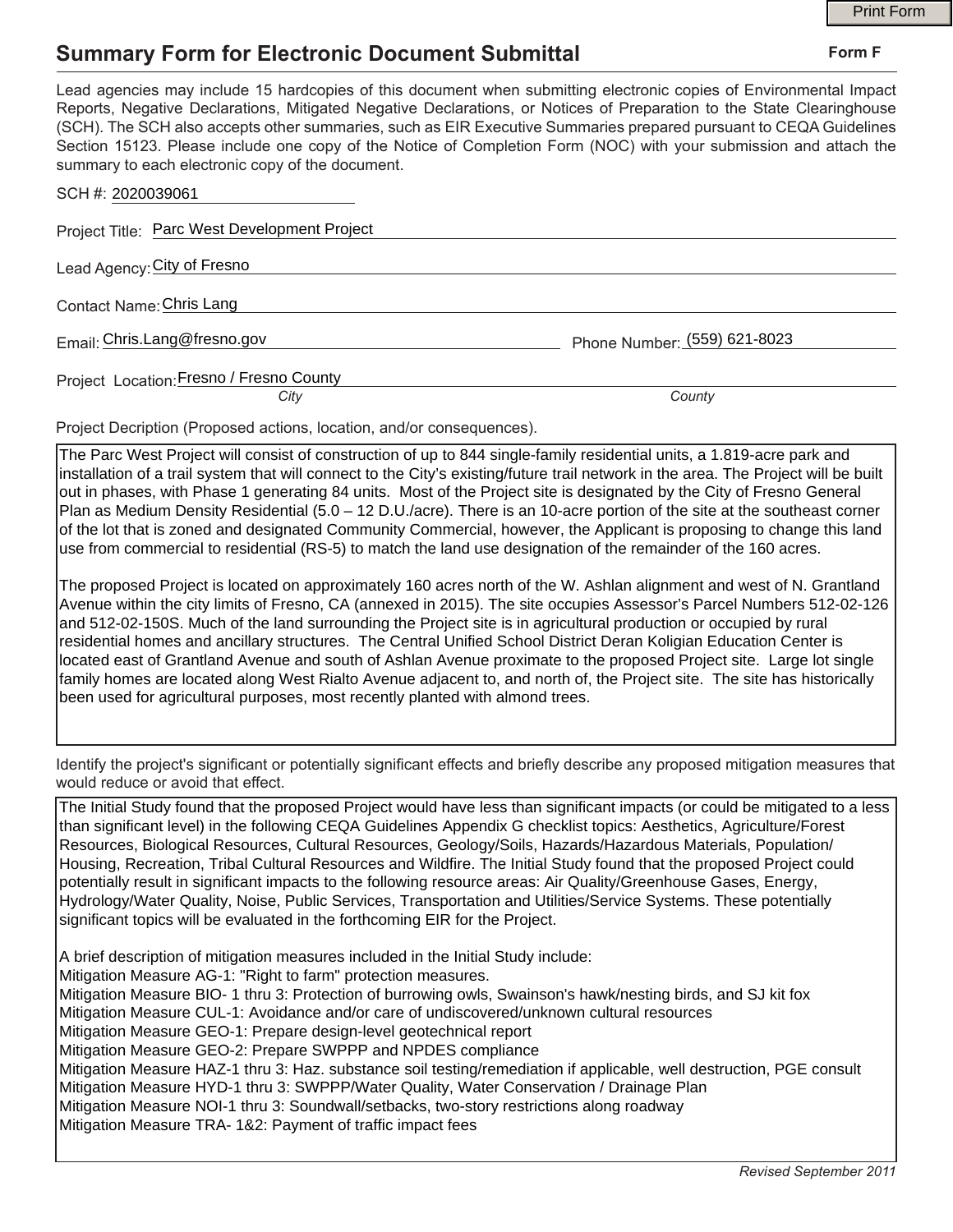# Summary Form for Electronic Document Submittal

**Form F**

Lead agencies may include 15 hardcopies of this document when submitting electronic copies of Environmental Impact Reports, Negative Declarations, Mitigated Negative Declarations, or Notices of Preparation to the State Clearinghouse (SCH). The SCH also accepts other summaries, such as EIR Executive Summaries prepared pursuant to CEQA Guidelines Section 15123. Please include one copy of the Notice of Completion Form (NOC) with your submission and attach the summary to each electronic copy of the document.

SCH #: 2020039061

Project Title: Parc West Development Project

Lead Agency: City of Fresno

Contact Name: Chris Lang

Email: Chris.Lang@fresno.gov Phone Number: (559) 621-8023

Project Location: Fresno / Fresno County
*City* *County*

Project Decription (Proposed actions, location, and/or consequences).

The Parc West Project will consist of construction of up to 844 single-family residential units, a 1.819-acre park and installation of a trail system that will connect to the City's existing/future trail network in the area. The Project will be built out in phases, with Phase 1 generating 84 units. Most of the Project site is designated by the City of Fresno General Plan as Medium Density Residential (5.0 – 12 D.U./acre). There is an 10-acre portion of the site at the southeast corner of the lot that is zoned and designated Community Commercial, however, the Applicant is proposing to change this land use from commercial to residential (RS-5) to match the land use designation of the remainder of the 160 acres.

The proposed Project is located on approximately 160 acres north of the W. Ashlan alignment and west of N. Grantland Avenue within the city limits of Fresno, CA (annexed in 2015). The site occupies Assessor's Parcel Numbers 512-02-126 and 512-02-150S. Much of the land surrounding the Project site is in agricultural production or occupied by rural residential homes and ancillary structures. The Central Unified School District Deran Koligian Education Center is located east of Grantland Avenue and south of Ashlan Avenue proximate to the proposed Project site. Large lot single family homes are located along West Rialto Avenue adjacent to, and north of, the Project site. The site has historically been used for agricultural purposes, most recently planted with almond trees.

Identify the project's significant or potentially significant effects and briefly describe any proposed mitigation measures that would reduce or avoid that effect.

The Initial Study found that the proposed Project would have less than significant impacts (or could be mitigated to a less than significant level) in the following CEQA Guidelines Appendix G checklist topics: Aesthetics, Agriculture/Forest Resources, Biological Resources, Cultural Resources, Geology/Soils, Hazards/Hazardous Materials, Population/ Housing, Recreation, Tribal Cultural Resources and Wildfire. The Initial Study found that the proposed Project could potentially result in significant impacts to the following resource areas: Air Quality/Greenhouse Gases, Energy, Hydrology/Water Quality, Noise, Public Services, Transportation and Utilities/Service Systems. These potentially significant topics will be evaluated in the forthcoming EIR for the Project.

A brief description of mitigation measures included in the Initial Study include:
Mitigation Measure AG-1: "Right to farm" protection measures.
Mitigation Measure BIO- 1 thru 3: Protection of burrowing owls, Swainson's hawk/nesting birds, and SJ kit fox
Mitigation Measure CUL-1: Avoidance and/or care of undiscovered/unknown cultural resources
Mitigation Measure GEO-1: Prepare design-level geotechnical report
Mitigation Measure GEO-2: Prepare SWPPP and NPDES compliance
Mitigation Measure HAZ-1 thru 3: Haz. substance soil testing/remediation if applicable, well destruction, PGE consult
Mitigation Measure HYD-1 thru 3: SWPPP/Water Quality, Water Conservation / Drainage Plan
Mitigation Measure NOI-1 thru 3: Soundwall/setbacks, two-story restrictions along roadway
Mitigation Measure TRA- 1&2: Payment of traffic impact fees

*Revised September 2011*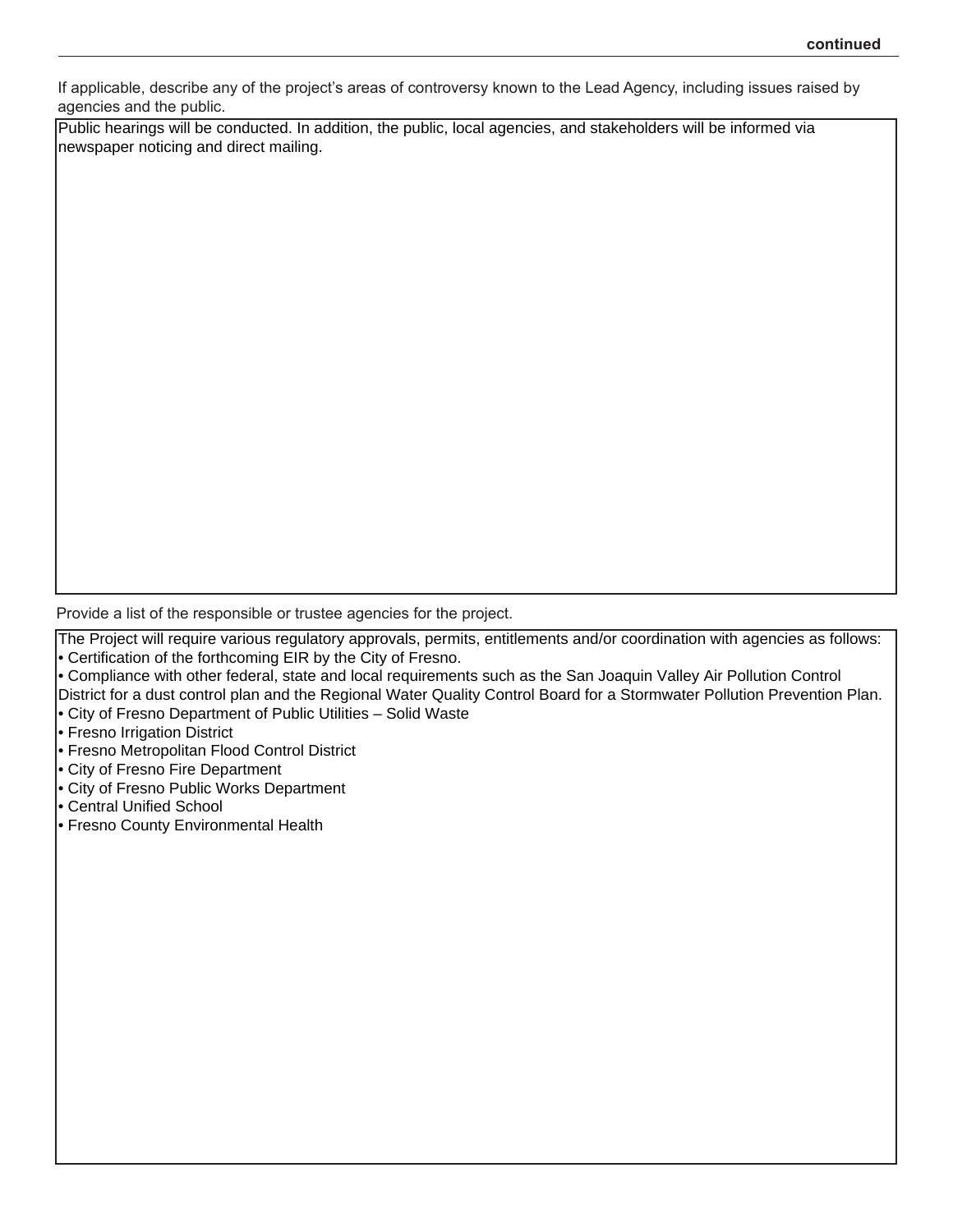If applicable, describe any of the project's areas of controversy known to the Lead Agency, including issues raised by agencies and the public.

Public hearings will be conducted. In addition, the public, local agencies, and stakeholders will be informed via newspaper noticing and direct mailing.

Provide a list of the responsible or trustee agencies for the project.

The Project will require various regulatory approvals, permits, entitlements and/or coordination with agencies as follows:

- Certification of the forthcoming EIR by the City of Fresno.
- Compliance with other federal, state and local requirements such as the San Joaquin Valley Air Pollution Control District for a dust control plan and the Regional Water Quality Control Board for a Stormwater Pollution Prevention Plan.
- City of Fresno Department of Public Utilities – Solid Waste
- Fresno Irrigation District
- Fresno Metropolitan Flood Control District
- City of Fresno Fire Department
- City of Fresno Public Works Department
- Central Unified School
- Fresno County Environmental Health